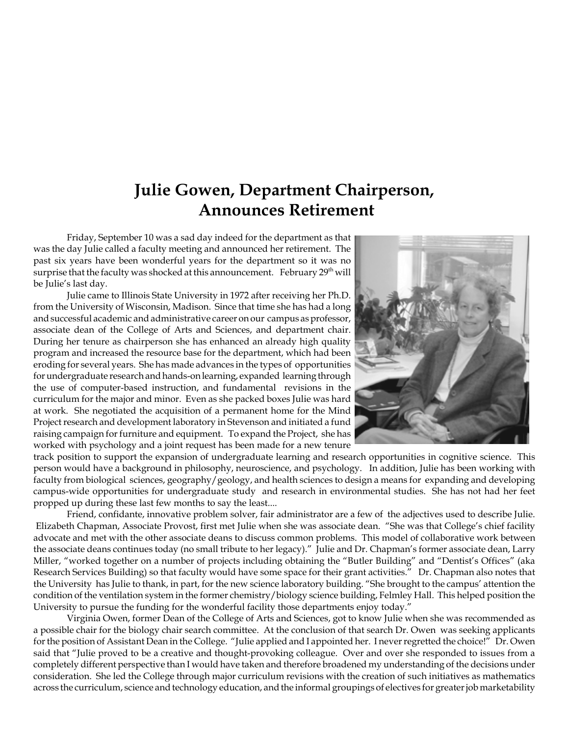# Julie Gowen, Department Chairperson, Announces Retirement

Friday, September 10 was a sad day indeed for the department as that was the day Julie called a faculty meeting and announced her retirement. The past six years have been wonderful years for the department so it was no surprise that the faculty was shocked at this announcement. February 29th will be Julie's last day.

Julie came to Illinois State University in 1972 after receiving her Ph.D. from the University of Wisconsin, Madison. Since that time she has had a long and successful academic and administrative career on our campus as professor, associate dean of the College of Arts and Sciences, and department chair. During her tenure as chairperson she has enhanced an already high quality program and increased the resource base for the department, which had been eroding for several years. She has made advances in the types of opportunities for undergraduate research and hands-on learning, expanded learning through the use of computer-based instruction, and fundamental revisions in the curriculum for the major and minor. Even as she packed boxes Julie was hard at work. She negotiated the acquisition of a permanent home for the Mind Project research and development laboratory in Stevenson and initiated a fund raising campaign for furniture and equipment. To expand the Project, she has worked with psychology and a joint request has been made for a new tenure track position to support the expansion of undergraduate learning and research opportunities in cognitive science. This person would have a background in philosophy, neuroscience, and psychology. In addition, Julie has been working with faculty from biological sciences, geography/geology, and health sciences to design a means for expanding and developing campus-wide opportunities for undergraduate study and research in environmental studies. She has not had her feet propped up during these last few months to say the least....

Friend, confidante, innovative problem solver, fair administrator are a few of the adjectives used to describe Julie. Elizabeth Chapman, Associate Provost, first met Julie when she was associate dean. "She was that College's chief facility advocate and met with the other associate deans to discuss common problems. This model of collaborative work between the associate deans continues today (no small tribute to her legacy)." Julie and Dr. Chapman's former associate dean, Larry Miller, "worked together on a number of projects including obtaining the "Butler Building" and "Dentist's Offices" (aka Research Services Building) so that faculty would have some space for their grant activities." Dr. Chapman also notes that the University has Julie to thank, in part, for the new science laboratory building. "She brought to the campus' attention the condition of the ventilation system in the former chemistry/biology science building, Felmley Hall. This helped position the University to pursue the funding for the wonderful facility those departments enjoy today."

Virginia Owen, former Dean of the College of Arts and Sciences, got to know Julie when she was recommended as a possible chair for the biology chair search committee. At the conclusion of that search Dr. Owen was seeking applicants for the position of Assistant Dean in the College. "Julie applied and I appointed her. I never regretted the choice!" Dr. Owen said that "Julie proved to be a creative and thought-provoking colleague. Over and over she responded to issues from a completely different perspective than I would have taken and therefore broadened my understanding of the decisions under consideration. She led the College through major curriculum revisions with the creation of such initiatives as mathematics across the curriculum, science and technology education, and the informal groupings of electives for greater job marketability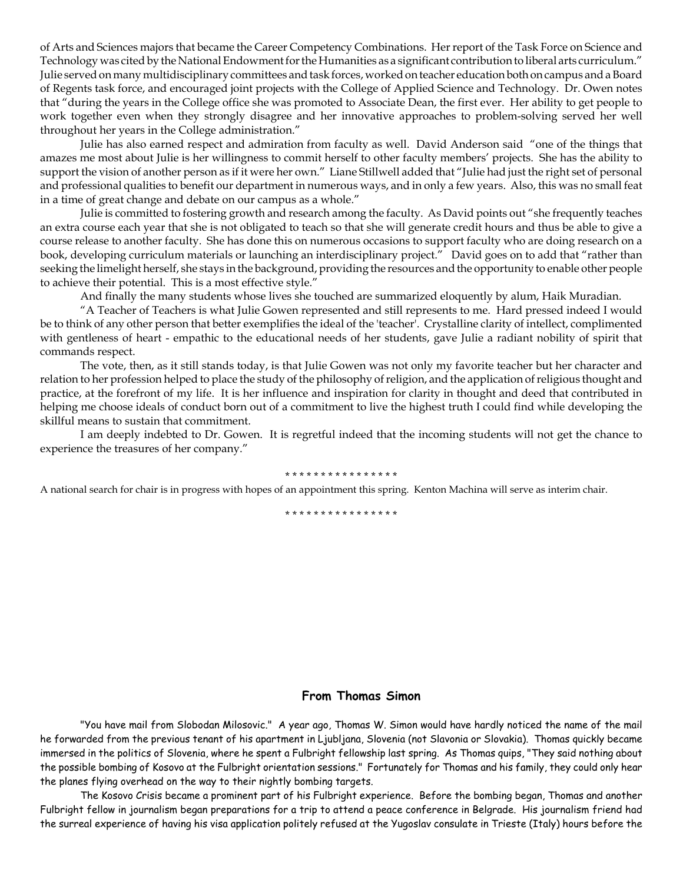of Arts and Sciences majors that became the Career Competency Combinations. Her report of the Task Force on Science and Technology was cited by the National Endowment for the Humanities as a significant contribution to liberal arts curriculum." Julie served on many multidisciplinary committees and task forces, worked on teacher education both on campus and a Board of Regents task force, and encouraged joint projects with the College of Applied Science and Technology. Dr. Owen notes that "during the years in the College office she was promoted to Associate Dean, the first ever. Her ability to get people to work together even when they strongly disagree and her innovative approaches to problem-solving served her well throughout her years in the College administration."

Julie has also earned respect and admiration from faculty as well. David Anderson said "one of the things that amazes me most about Julie is her willingness to commit herself to other faculty members' projects. She has the ability to support the vision of another person as if it were her own." Liane Stillwell added that "Julie had just the right set of personal and professional qualities to benefit our department in numerous ways, and in only a few years. Also, this was no small feat in a time of great change and debate on our campus as a whole."

Julie is committed to fostering growth and research among the faculty. As David points out "she frequently teaches an extra course each year that she is not obligated to teach so that she will generate credit hours and thus be able to give a course release to another faculty. She has done this on numerous occasions to support faculty who are doing research on a book, developing curriculum materials or launching an interdisciplinary project." David goes on to add that "rather than seeking the limelight herself, she stays in the background, providing the resources and the opportunity to enable other people to achieve their potential. This is a most effective style."

And finally the many students whose lives she touched are summarized eloquently by alum, Haik Muradian.

"A Teacher of Teachers is what Julie Gowen represented and still represents to me. Hard pressed indeed I would be to think of any other person that better exemplifies the ideal of the 'teacher'. Crystalline clarity of intellect, complimented with gentleness of heart - empathic to the educational needs of her students, gave Julie a radiant nobility of spirit that commands respect.

The vote, then, as it still stands today, is that Julie Gowen was not only my favorite teacher but her character and relation to her profession helped to place the study of the philosophy of religion, and the application of religious thought and practice, at the forefront of my life. It is her influence and inspiration for clarity in thought and deed that contributed in helping me choose ideals of conduct born out of a commitment to live the highest truth I could find while developing the skillful means to sustain that commitment.

I am deeply indebted to Dr. Gowen. It is regretful indeed that the incoming students will not get the chance to experience the treasures of her company."

* * * * * * * * * * * * * * * *

A national search for chair is in progress with hopes of an appointment this spring. Kenton Machina will serve as interim chair.

* * * * * * * * * * * * * * * *

## From Thomas Simon

"You have mail from Slobodan Milosovic." A year ago, Thomas W. Simon would have hardly noticed the name of the mail he forwarded from the previous tenant of his apartment in Ljubljana, Slovenia (not Slavonia or Slovakia). Thomas quickly became immersed in the politics of Slovenia, where he spent a Fulbright fellowship last spring. As Thomas quips, "They said nothing about the possible bombing of Kosovo at the Fulbright orientation sessions." Fortunately for Thomas and his family, they could only hear the planes flying overhead on the way to their nightly bombing targets.

The Kosovo Crisis became a prominent part of his Fulbright experience. Before the bombing began, Thomas and another Fulbright fellow in journalism began preparations for a trip to attend a peace conference in Belgrade. His journalism friend had the surreal experience of having his visa application politely refused at the Yugoslav consulate in Trieste (Italy) hours before the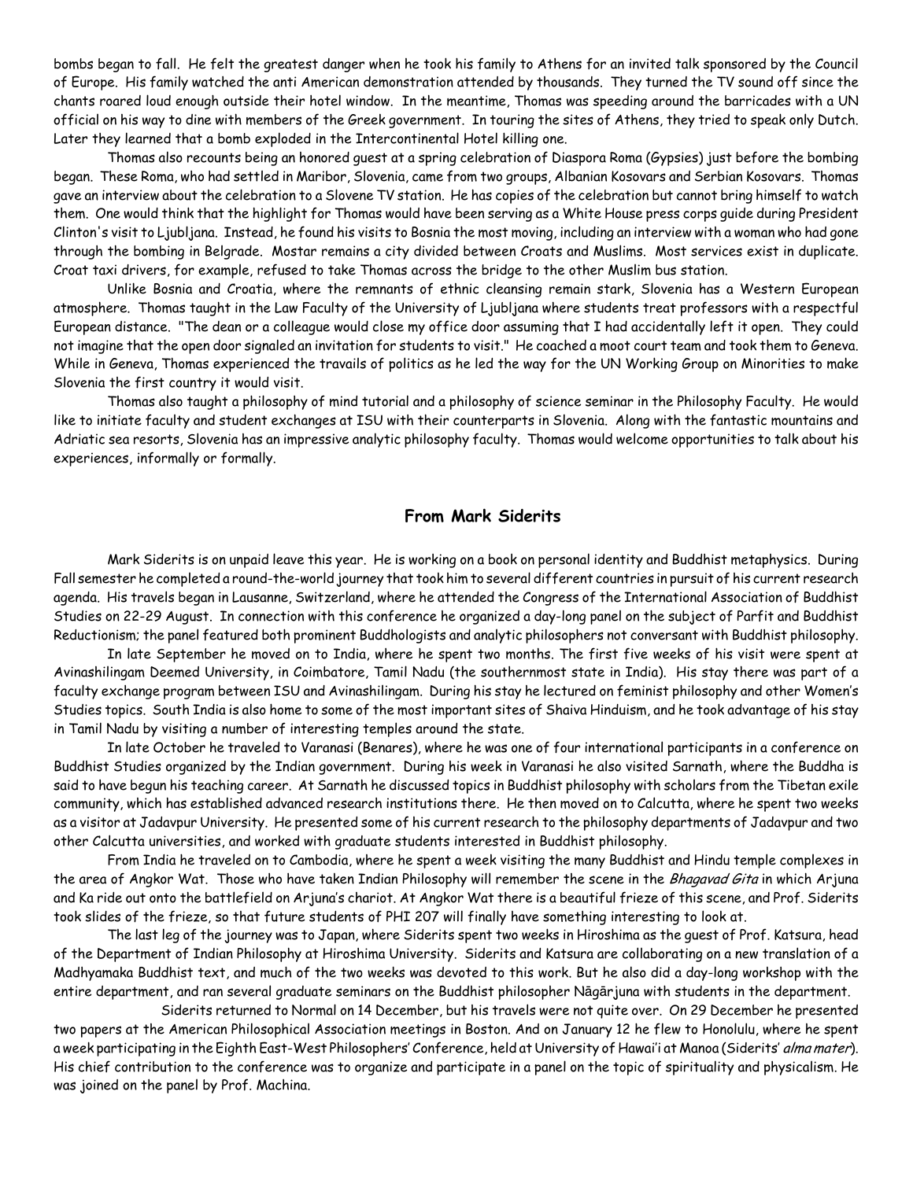bombs began to fall. He felt the greatest danger when he took his family to Athens for an invited talk sponsored by the Council of Europe. His family watched the anti American demonstration attended by thousands. They turned the TV sound off since the chants roared loud enough outside their hotel window. In the meantime, Thomas was speeding around the barricades with a UN official on his way to dine with members of the Greek government. In touring the sites of Athens, they tried to speak only Dutch. Later they learned that a bomb exploded in the Intercontinental Hotel killing one.

Thomas also recounts being an honored guest at a spring celebration of Diaspora Roma (Gypsies) just before the bombing began. These Roma, who had settled in Maribor, Slovenia, came from two groups, Albanian Kosovars and Serbian Kosovars. Thomas gave an interview about the celebration to a Slovene TV station. He has copies of the celebration but cannot bring himself to watch them. One would think that the highlight for Thomas would have been serving as a White House press corps guide during President Clinton's visit to Ljubljana. Instead, he found his visits to Bosnia the most moving, including an interview with a woman who had gone through the bombing in Belgrade. Mostar remains a city divided between Croats and Muslims. Most services exist in duplicate. Croat taxi drivers, for example, refused to take Thomas across the bridge to the other Muslim bus station.

Unlike Bosnia and Croatia, where the remnants of ethnic cleansing remain stark, Slovenia has a Western European atmosphere. Thomas taught in the Law Faculty of the University of Ljubljana where students treat professors with a respectful European distance. "The dean or a colleague would close my office door assuming that I had accidentally left it open. They could not imagine that the open door signaled an invitation for students to visit." He coached a moot court team and took them to Geneva. While in Geneva, Thomas experienced the travails of politics as he led the way for the UN Working Group on Minorities to make Slovenia the first country it would visit.

Thomas also taught a philosophy of mind tutorial and a philosophy of science seminar in the Philosophy Faculty. He would like to initiate faculty and student exchanges at ISU with their counterparts in Slovenia. Along with the fantastic mountains and Adriatic sea resorts, Slovenia has an impressive analytic philosophy faculty. Thomas would welcome opportunities to talk about his experiences, informally or formally.

## From Mark Siderits

Mark Siderits is on unpaid leave this year. He is working on a book on personal identity and Buddhist metaphysics. During Fall semester he completed a round-the-world journey that took him to several different countries in pursuit of his current research agenda. His travels began in Lausanne, Switzerland, where he attended the Congress of the International Association of Buddhist Studies on 22-29 August. In connection with this conference he organized a day-long panel on the subject of Parfit and Buddhist Reductionism; the panel featured both prominent Buddhologists and analytic philosophers not conversant with Buddhist philosophy.

In late September he moved on to India, where he spent two months. The first five weeks of his visit were spent at Avinashilingam Deemed University, in Coimbatore, Tamil Nadu (the southernmost state in India). His stay there was part of a faculty exchange program between ISU and Avinashilingam. During his stay he lectured on feminist philosophy and other Women's Studies topics. South India is also home to some of the most important sites of Shaiva Hinduism, and he took advantage of his stay in Tamil Nadu by visiting a number of interesting temples around the state.

In late October he traveled to Varanasi (Benares), where he was one of four international participants in a conference on Buddhist Studies organized by the Indian government. During his week in Varanasi he also visited Sarnath, where the Buddha is said to have begun his teaching career. At Sarnath he discussed topics in Buddhist philosophy with scholars from the Tibetan exile community, which has established advanced research institutions there. He then moved on to Calcutta, where he spent two weeks as a visitor at Jadavpur University. He presented some of his current research to the philosophy departments of Jadavpur and two other Calcutta universities, and worked with graduate students interested in Buddhist philosophy.

From India he traveled on to Cambodia, where he spent a week visiting the many Buddhist and Hindu temple complexes in the area of Angkor Wat. Those who have taken Indian Philosophy will remember the scene in the *Bhagavad Gita* in which Arjuna and Ka ride out onto the battlefield on Arjuna's chariot. At Angkor Wat there is a beautiful frieze of this scene, and Prof. Siderits took slides of the frieze, so that future students of PHI 207 will finally have something interesting to look at.

The last leg of the journey was to Japan, where Siderits spent two weeks in Hiroshima as the guest of Prof. Katsura, head of the Department of Indian Philosophy at Hiroshima University. Siderits and Katsura are collaborating on a new translation of a Madhyamaka Buddhist text, and much of the two weeks was devoted to this work. But he also did a day-long workshop with the entire department, and ran several graduate seminars on the Buddhist philosopher Nāgārjuna with students in the department.

Siderits returned to Normal on 14 December, but his travels were not quite over. On 29 December he presented two papers at the American Philosophical Association meetings in Boston. And on January 12 he flew to Honolulu, where he spent a week participating in the Eighth East-West Philosophers' Conference, held at University of Hawai'i at Manoa (Siderits' *alma mater*). His chief contribution to the conference was to organize and participate in a panel on the topic of spirituality and physicalism. He was joined on the panel by Prof. Machina.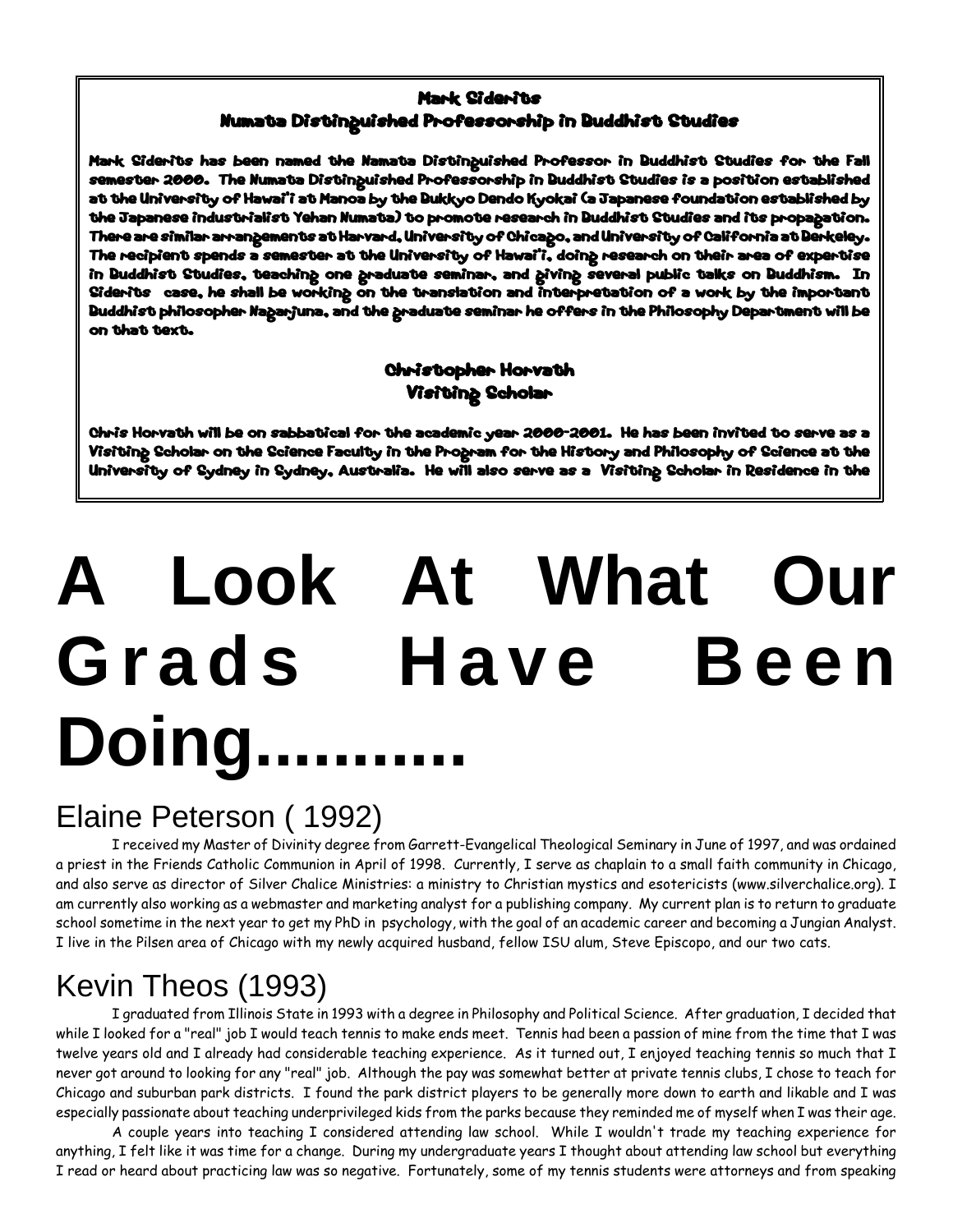### Mark Siderits
### Numata Distinguished Professorship in Buddhist Studies

Mark Siderits has been named the Namata Distinguished Professor in Buddhist Studies for the Fall semester 2000. The Numata Distinguished Professorship in Buddhist Studies is a position established at the University of Hawai'i at Manoa by the Bukkyo Dendo Kyokai (a Japanese foundation established by the Japanese industrialist Yehan Numata) to promote research in Buddhist Studies and its propagation. There are similar arrangements at Harvard, University of Chicago, and University of California at Berkeley. The recipient spends a semester at the University of Hawai'i, doing research on their area of expertise in Buddhist Studies, teaching one graduate seminar, and giving several public talks on Buddhism. In Siderits case, he shall be working on the translation and interpretation of a work by the important Buddhist philosopher Nagarjuna, and the graduate seminar he offers in the Philosophy Department will be on that text.

### Christopher Horvath
### Visiting Scholar

Chris Horvath will be on sabbatical for the academic year 2000-2001. He has been invited to serve as a Visiting Scholar on the Science Faculty in the Program for the History and Philosophy of Science at the University of Sydney in Sydney, Australia. He will also serve as a Visiting Scholar in Residence in the

# A Look At What Our Grads Have Been Doing..........

## Elaine Peterson ( 1992)

I received my Master of Divinity degree from Garrett-Evangelical Theological Seminary in June of 1997, and was ordained a priest in the Friends Catholic Communion in April of 1998. Currently, I serve as chaplain to a small faith community in Chicago, and also serve as director of Silver Chalice Ministries: a ministry to Christian mystics and esotericists (www.silverchalice.org). I am currently also working as a webmaster and marketing analyst for a publishing company. My current plan is to return to graduate school sometime in the next year to get my PhD in psychology, with the goal of an academic career and becoming a Jungian Analyst. I live in the Pilsen area of Chicago with my newly acquired husband, fellow ISU alum, Steve Episcopo, and our two cats.

## Kevin Theos (1993)

I graduated from Illinois State in 1993 with a degree in Philosophy and Political Science. After graduation, I decided that while I looked for a "real" job I would teach tennis to make ends meet. Tennis had been a passion of mine from the time that I was twelve years old and I already had considerable teaching experience. As it turned out, I enjoyed teaching tennis so much that I never got around to looking for any "real" job. Although the pay was somewhat better at private tennis clubs, I chose to teach for Chicago and suburban park districts. I found the park district players to be generally more down to earth and likable and I was especially passionate about teaching underprivileged kids from the parks because they reminded me of myself when I was their age.

A couple years into teaching I considered attending law school. While I wouldn't trade my teaching experience for anything, I felt like it was time for a change. During my undergraduate years I thought about attending law school but everything I read or heard about practicing law was so negative. Fortunately, some of my tennis students were attorneys and from speaking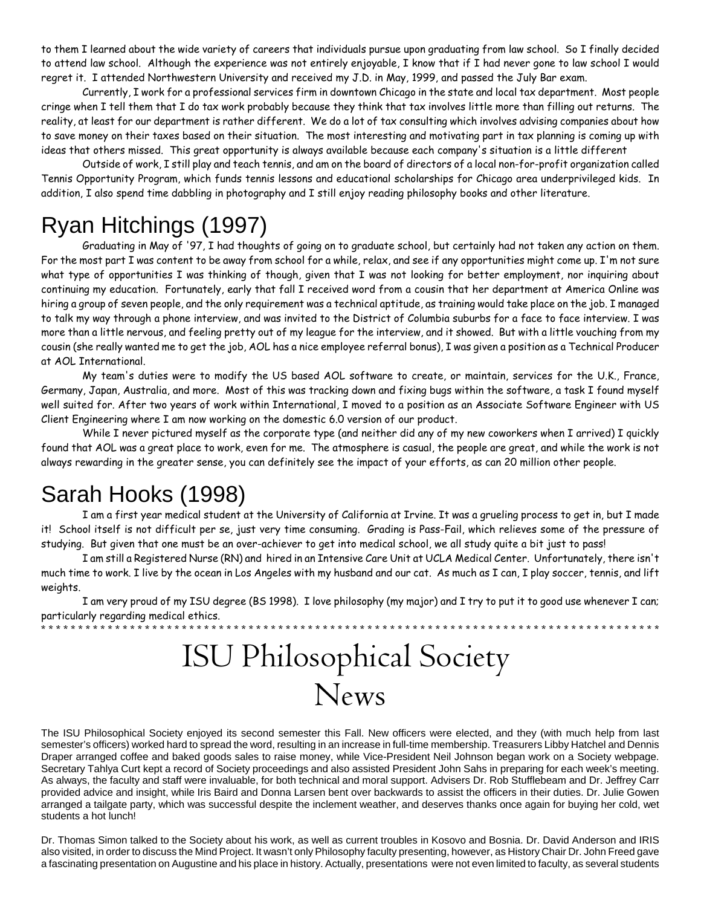to them I learned about the wide variety of careers that individuals pursue upon graduating from law school. So I finally decided to attend law school. Although the experience was not entirely enjoyable, I know that if I had never gone to law school I would regret it. I attended Northwestern University and received my J.D. in May, 1999, and passed the July Bar exam.

Currently, I work for a professional services firm in downtown Chicago in the state and local tax department. Most people cringe when I tell them that I do tax work probably because they think that tax involves little more than filling out returns. The reality, at least for our department is rather different. We do a lot of tax consulting which involves advising companies about how to save money on their taxes based on their situation. The most interesting and motivating part in tax planning is coming up with ideas that others missed. This great opportunity is always available because each company's situation is a little different

Outside of work, I still play and teach tennis, and am on the board of directors of a local non-for-profit organization called Tennis Opportunity Program, which funds tennis lessons and educational scholarships for Chicago area underprivileged kids. In addition, I also spend time dabbling in photography and I still enjoy reading philosophy books and other literature.

## Ryan Hitchings (1997)

Graduating in May of '97, I had thoughts of going on to graduate school, but certainly had not taken any action on them. For the most part I was content to be away from school for a while, relax, and see if any opportunities might come up. I'm not sure what type of opportunities I was thinking of though, given that I was not looking for better employment, nor inquiring about continuing my education. Fortunately, early that fall I received word from a cousin that her department at America Online was hiring a group of seven people, and the only requirement was a technical aptitude, as training would take place on the job. I managed to talk my way through a phone interview, and was invited to the District of Columbia suburbs for a face to face interview. I was more than a little nervous, and feeling pretty out of my league for the interview, and it showed. But with a little vouching from my cousin (she really wanted me to get the job, AOL has a nice employee referral bonus), I was given a position as a Technical Producer at AOL International.

My team's duties were to modify the US based AOL software to create, or maintain, services for the U.K., France, Germany, Japan, Australia, and more. Most of this was tracking down and fixing bugs within the software, a task I found myself well suited for. After two years of work within International, I moved to a position as an Associate Software Engineer with US Client Engineering where I am now working on the domestic 6.0 version of our product.

While I never pictured myself as the corporate type (and neither did any of my new coworkers when I arrived) I quickly found that AOL was a great place to work, even for me. The atmosphere is casual, the people are great, and while the work is not always rewarding in the greater sense, you can definitely see the impact of your efforts, as can 20 million other people.

## Sarah Hooks (1998)

I am a first year medical student at the University of California at Irvine. It was a grueling process to get in, but I made it! School itself is not difficult per se, just very time consuming. Grading is Pass-Fail, which relieves some of the pressure of studying. But given that one must be an over-achiever to get into medical school, we all study quite a bit just to pass!

I am still a Registered Nurse (RN) and hired in an Intensive Care Unit at UCLA Medical Center. Unfortunately, there isn't much time to work. I live by the ocean in Los Angeles with my husband and our cat. As much as I can, I play soccer, tennis, and lift weights.

I am very proud of my ISU degree (BS 1998). I love philosophy (my major) and I try to put it to good use whenever I can; particularly regarding medical ethics.

* * * * * * * * * * * * * * * * * * * * * * * * * * * * * * * * * * * * * * * * * * * * * * * * * * * * * * * * * * * * * * * * * * * * * * * * * * * * * * * *

# ISU Philosophical Society News

The ISU Philosophical Society enjoyed its second semester this Fall. New officers were elected, and they (with much help from last semester's officers) worked hard to spread the word, resulting in an increase in full-time membership. Treasurers Libby Hatchel and Dennis Draper arranged coffee and baked goods sales to raise money, while Vice-President Neil Johnson began work on a Society webpage. Secretary Tahlya Curt kept a record of Society proceedings and also assisted President John Sahs in preparing for each week's meeting. As always, the faculty and staff were invaluable, for both technical and moral support. Advisers Dr. Rob Stufflebeam and Dr. Jeffrey Carr provided advice and insight, while Iris Baird and Donna Larsen bent over backwards to assist the officers in their duties. Dr. Julie Gowen arranged a tailgate party, which was successful despite the inclement weather, and deserves thanks once again for buying her cold, wet students a hot lunch!

Dr. Thomas Simon talked to the Society about his work, as well as current troubles in Kosovo and Bosnia. Dr. David Anderson and IRIS also visited, in order to discuss the Mind Project. It wasn't only Philosophy faculty presenting, however, as History Chair Dr. John Freed gave a fascinating presentation on Augustine and his place in history. Actually, presentations were not even limited to faculty, as several students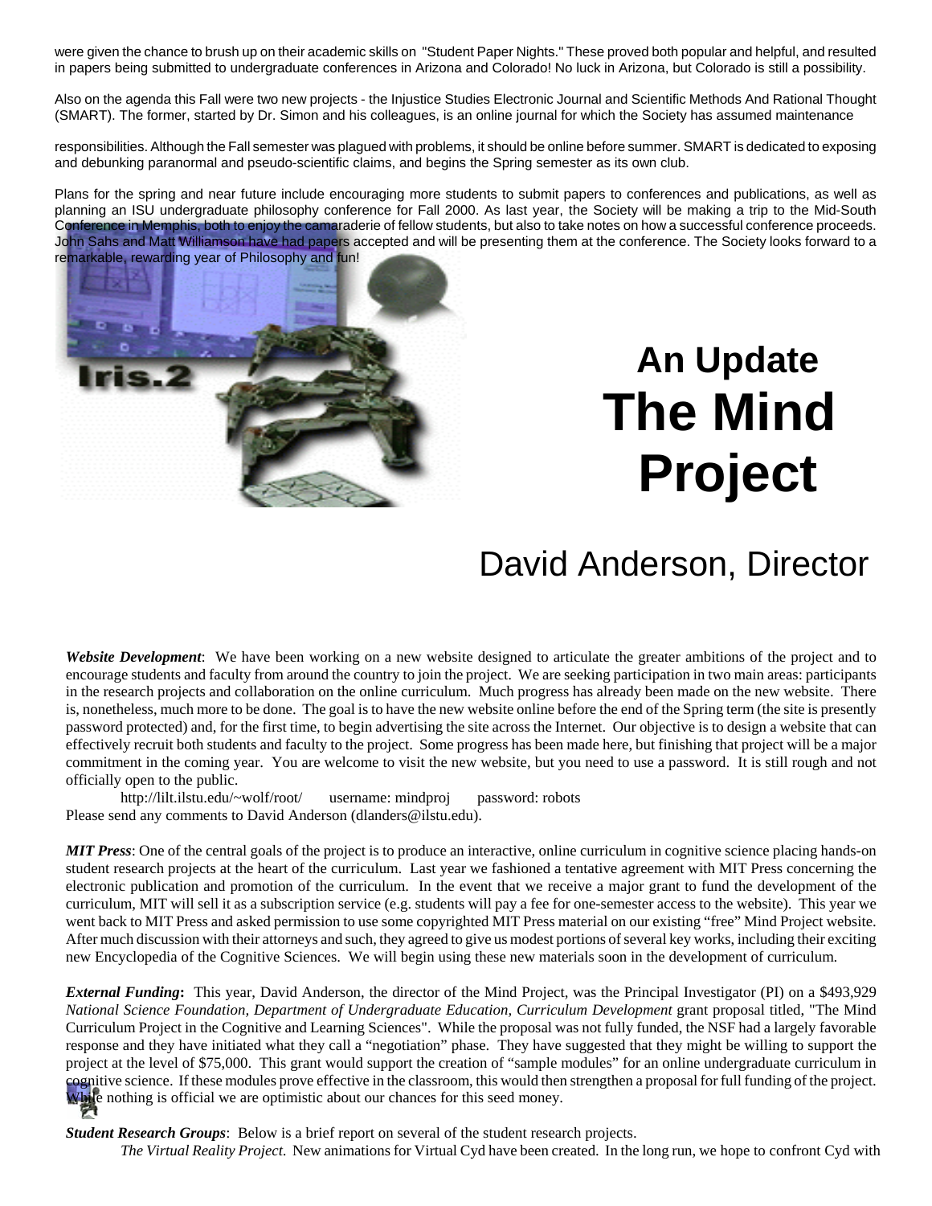were given the chance to brush up on their academic skills on "Student Paper Nights." These proved both popular and helpful, and resulted in papers being submitted to undergraduate conferences in Arizona and Colorado! No luck in Arizona, but Colorado is still a possibility.

Also on the agenda this Fall were two new projects - the Injustice Studies Electronic Journal and Scientific Methods And Rational Thought (SMART). The former, started by Dr. Simon and his colleagues, is an online journal for which the Society has assumed maintenance responsibilities. Although the Fall semester was plagued with problems, it should be online before summer. SMART is dedicated to exposing and debunking paranormal and pseudo-scientific claims, and begins the Spring semester as its own club.

Plans for the spring and near future include encouraging more students to submit papers to conferences and publications, as well as planning an ISU undergraduate philosophy conference for Fall 2000. As last year, the Society will be making a trip to the Mid-South Conference in Memphis, both to enjoy the camaraderie of fellow students, but also to take notes on how a successful conference proceeds. John Sahs and Matt Williamson have had papers accepted and will be presenting them at the conference. The Society looks forward to a remarkable, rewarding year of Philosophy and fun!

## An Update
# The Mind Project

## David Anderson, Director

***Website Development***: We have been working on a new website designed to articulate the greater ambitions of the project and to encourage students and faculty from around the country to join the project. We are seeking participation in two main areas: participants in the research projects and collaboration on the online curriculum. Much progress has already been made on the new website. There is, nonetheless, much more to be done. The goal is to have the new website online before the end of the Spring term (the site is presently password protected) and, for the first time, to begin advertising the site across the Internet. Our objective is to design a website that can effectively recruit both students and faculty to the project. Some progress has been made here, but finishing that project will be a major commitment in the coming year. You are welcome to visit the new website, but you need to use a password. It is still rough and not officially open to the public.

http://lilt.ilstu.edu/~wolf/root/ username: mindproj password: robots

Please send any comments to David Anderson (dlanders@ilstu.edu).

***MIT Press***: One of the central goals of the project is to produce an interactive, online curriculum in cognitive science placing hands-on student research projects at the heart of the curriculum. Last year we fashioned a tentative agreement with MIT Press concerning the electronic publication and promotion of the curriculum. In the event that we receive a major grant to fund the development of the curriculum, MIT will sell it as a subscription service (e.g. students will pay a fee for one-semester access to the website). This year we went back to MIT Press and asked permission to use some copyrighted MIT Press material on our existing "free" Mind Project website. After much discussion with their attorneys and such, they agreed to give us modest portions of several key works, including their exciting new Encyclopedia of the Cognitive Sciences. We will begin using these new materials soon in the development of curriculum.

***External Funding*:** This year, David Anderson, the director of the Mind Project, was the Principal Investigator (PI) on a $493,929 *National Science Foundation, Department of Undergraduate Education, Curriculum Development* grant proposal titled, "The Mind Curriculum Project in the Cognitive and Learning Sciences". While the proposal was not fully funded, the NSF had a largely favorable response and they have initiated what they call a "negotiation" phase. They have suggested that they might be willing to support the project at the level of $75,000. This grant would support the creation of "sample modules" for an online undergraduate curriculum in cognitive science. If these modules prove effective in the classroom, this would then strengthen a proposal for full funding of the project. While nothing is official we are optimistic about our chances for this seed money.

***Student Research Groups***: Below is a brief report on several of the student research projects.

*The Virtual Reality Project*. New animations for Virtual Cyd have been created. In the long run, we hope to confront Cyd with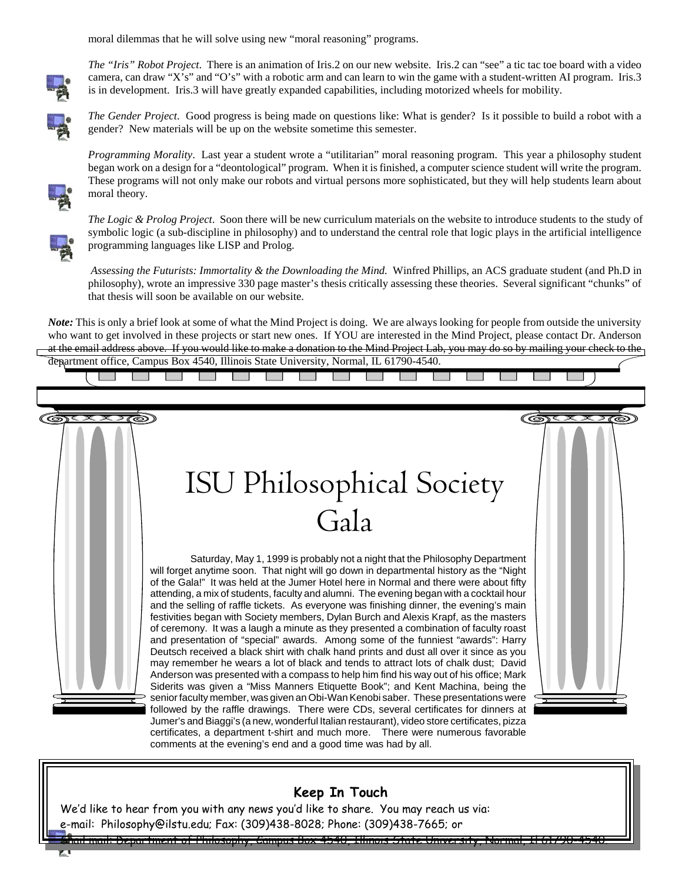moral dilemmas that he will solve using new "moral reasoning" programs.

*The "Iris" Robot Project*. There is an animation of Iris.2 on our new website. Iris.2 can "see" a tic tac toe board with a video camera, can draw "X's" and "O's" with a robotic arm and can learn to win the game with a student-written AI program. Iris.3 is in development. Iris.3 will have greatly expanded capabilities, including motorized wheels for mobility.

*The Gender Project*. Good progress is being made on questions like: What is gender? Is it possible to build a robot with a gender? New materials will be up on the website sometime this semester.

*Programming Morality*. Last year a student wrote a "utilitarian" moral reasoning program. This year a philosophy student began work on a design for a "deontological" program. When it is finished, a computer science student will write the program. These programs will not only make our robots and virtual persons more sophisticated, but they will help students learn about moral theory.

*The Logic & Prolog Project*. Soon there will be new curriculum materials on the website to introduce students to the study of symbolic logic (a sub-discipline in philosophy) and to understand the central role that logic plays in the artificial intelligence programming languages like LISP and Prolog.

*Assessing the Futurists: Immortality & the Downloading the Mind.* Winfred Phillips, an ACS graduate student (and Ph.D in philosophy), wrote an impressive 330 page master's thesis critically assessing these theories. Several significant "chunks" of that thesis will soon be available on our website.

***Note:*** This is only a brief look at some of what the Mind Project is doing. We are always looking for people from outside the university who want to get involved in these projects or start new ones. If YOU are interested in the Mind Project, please contact Dr. Anderson at the email address above. If you would like to make a donation to the Mind Project Lab, you may do so by mailing your check to the department office, Campus Box 4540, Illinois State University, Normal, IL 61790-4540.

# ISU Philosophical Society Gala

Saturday, May 1, 1999 is probably not a night that the Philosophy Department will forget anytime soon. That night will go down in departmental history as the "Night of the Gala!" It was held at the Jumer Hotel here in Normal and there were about fifty attending, a mix of students, faculty and alumni. The evening began with a cocktail hour and the selling of raffle tickets. As everyone was finishing dinner, the evening's main festivities began with Society members, Dylan Burch and Alexis Krapf, as the masters of ceremony. It was a laugh a minute as they presented a combination of faculty roast and presentation of "special" awards. Among some of the funniest "awards": Harry Deutsch received a black shirt with chalk hand prints and dust all over it since as you may remember he wears a lot of black and tends to attract lots of chalk dust; David Anderson was presented with a compass to help him find his way out of his office; Mark Siderits was given a "Miss Manners Etiquette Book"; and Kent Machina, being the senior faculty member, was given an Obi-Wan Kenobi saber. These presentations were followed by the raffle drawings. There were CDs, several certificates for dinners at Jumer's and Biaggi's (a new, wonderful Italian restaurant), video store certificates, pizza certificates, a department t-shirt and much more. There were numerous favorable comments at the evening's end and a good time was had by all.

**Keep In Touch**

We'd like to hear from you with any news you'd like to share. You may reach us via:
e-mail: Philosophy@ilstu.edu; Fax: (309)438-8028; Phone: (309)438-7665; or
Snail mail: Department of Philosophy, Campus Box 4540, Illinois State University, Normal, Il 61790-4540.